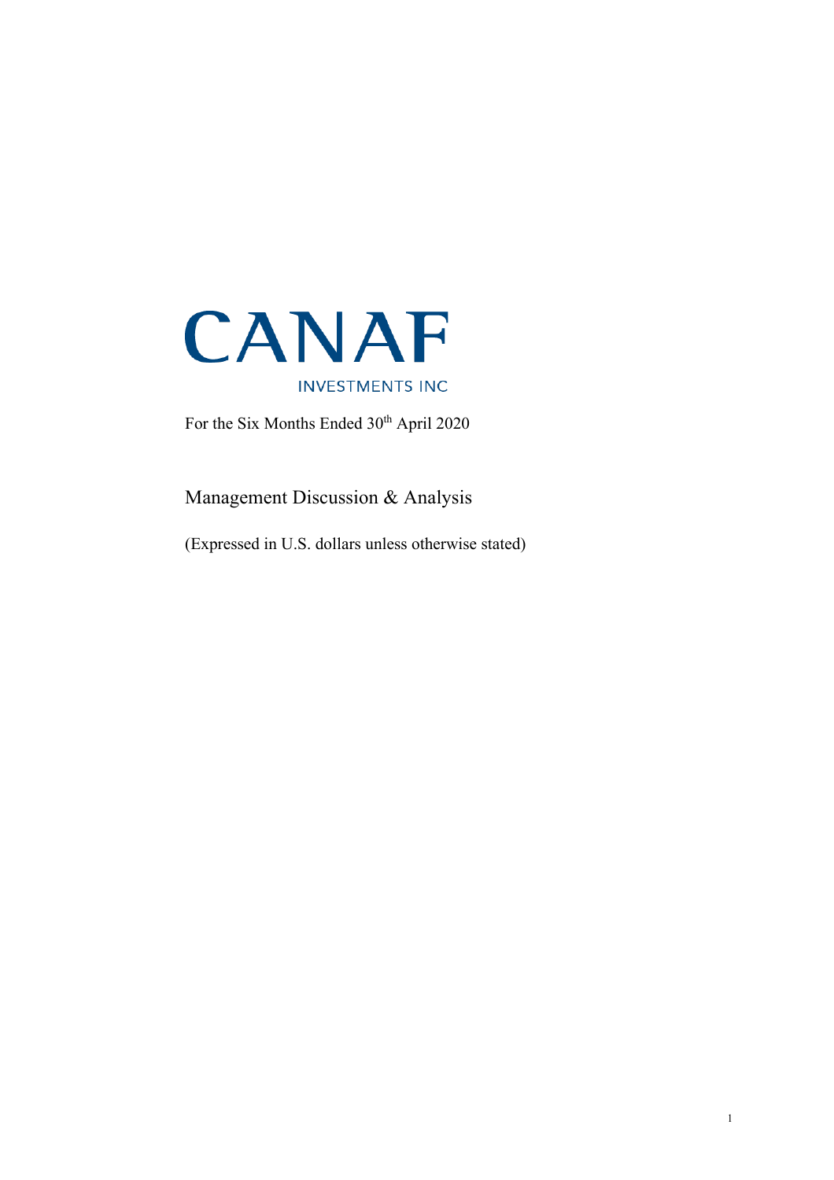# CANAF

INVESTMENTS INC

For the Six Months Ended 30th April 2020

## Management Discussion & Analysis

(Expressed in U.S. dollars unless otherwise stated)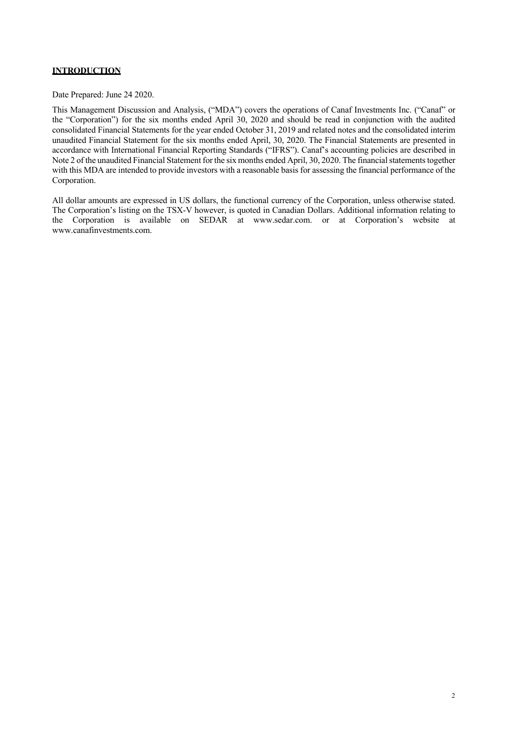## INTRODUCTION

Date Prepared: June 24 2020.

This Management Discussion and Analysis, ("MDA") covers the operations of Canaf Investments Inc. ("Canaf" or the "Corporation") for the six months ended April 30, 2020 and should be read in conjunction with the audited consolidated Financial Statements for the year ended October 31, 2019 and related notes and the consolidated interim unaudited Financial Statement for the six months ended April, 30, 2020. The Financial Statements are presented in accordance with International Financial Reporting Standards ("IFRS"). Canaf's accounting policies are described in Note 2 of the unaudited Financial Statement for the six months ended April, 30, 2020. The financial statements together with this MDA are intended to provide investors with a reasonable basis for assessing the financial performance of the Corporation.

All dollar amounts are expressed in US dollars, the functional currency of the Corporation, unless otherwise stated. The Corporation's listing on the TSX-V however, is quoted in Canadian Dollars. Additional information relating to the Corporation is available on SEDAR at www.sedar.com. or at Corporation's website at www.canafinvestments.com.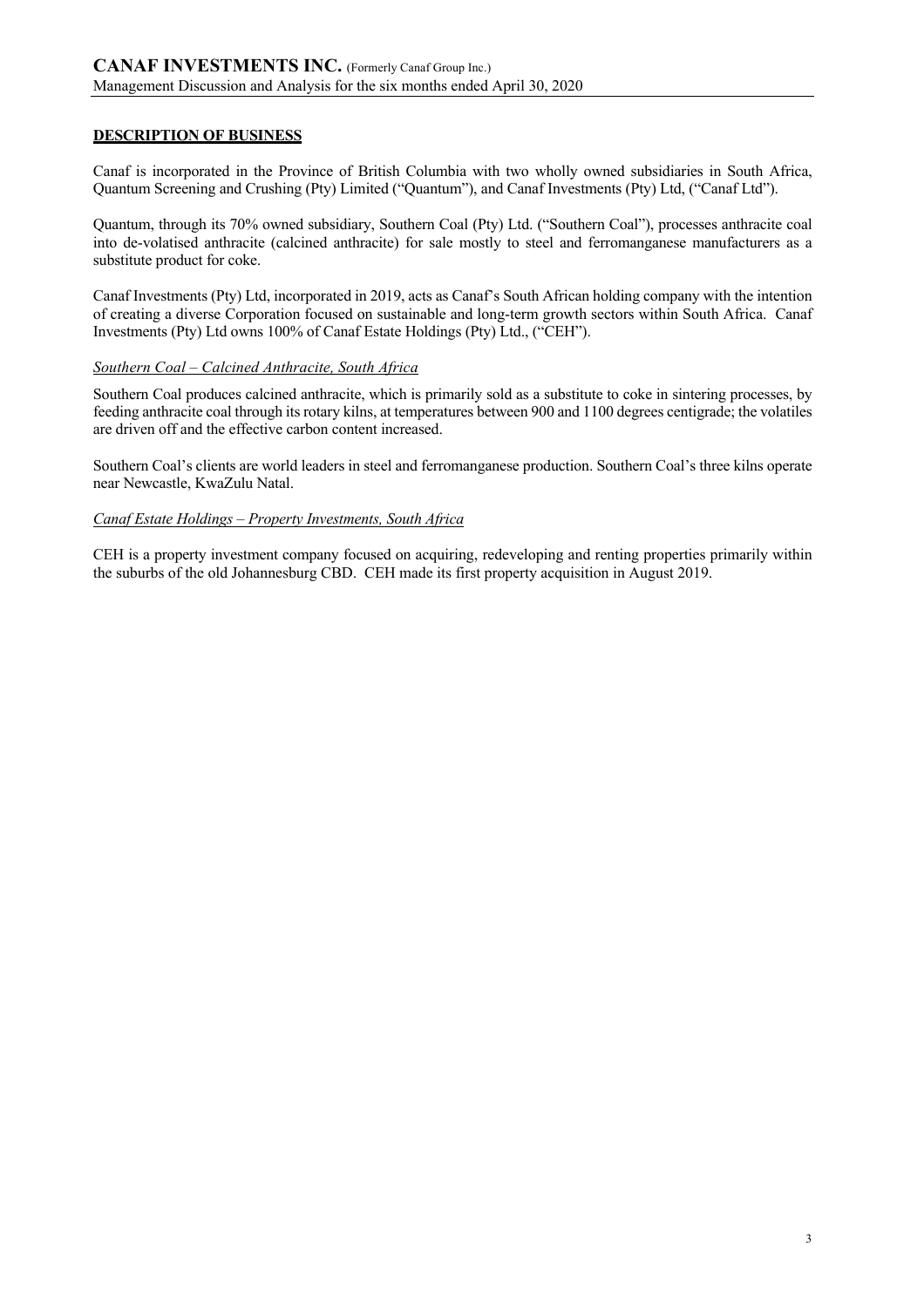## DESCRIPTION OF BUSINESS

Canaf is incorporated in the Province of British Columbia with two wholly owned subsidiaries in South Africa, Quantum Screening and Crushing (Pty) Limited ("Quantum"), and Canaf Investments (Pty) Ltd, ("Canaf Ltd").

Quantum, through its 70% owned subsidiary, Southern Coal (Pty) Ltd. ("Southern Coal"), processes anthracite coal into de-volatised anthracite (calcined anthracite) for sale mostly to steel and ferromanganese manufacturers as a substitute product for coke.

Canaf Investments (Pty) Ltd, incorporated in 2019, acts as Canaf's South African holding company with the intention of creating a diverse Corporation focused on sustainable and long-term growth sectors within South Africa. Canaf Investments (Pty) Ltd owns 100% of Canaf Estate Holdings (Pty) Ltd., ("CEH").

### *Southern Coal – Calcined Anthracite, South Africa*

Southern Coal produces calcined anthracite, which is primarily sold as a substitute to coke in sintering processes, by feeding anthracite coal through its rotary kilns, at temperatures between 900 and 1100 degrees centigrade; the volatiles are driven off and the effective carbon content increased.

Southern Coal's clients are world leaders in steel and ferromanganese production. Southern Coal's three kilns operate near Newcastle, KwaZulu Natal.

### *Canaf Estate Holdings – Property Investments, South Africa*

CEH is a property investment company focused on acquiring, redeveloping and renting properties primarily within the suburbs of the old Johannesburg CBD. CEH made its first property acquisition in August 2019.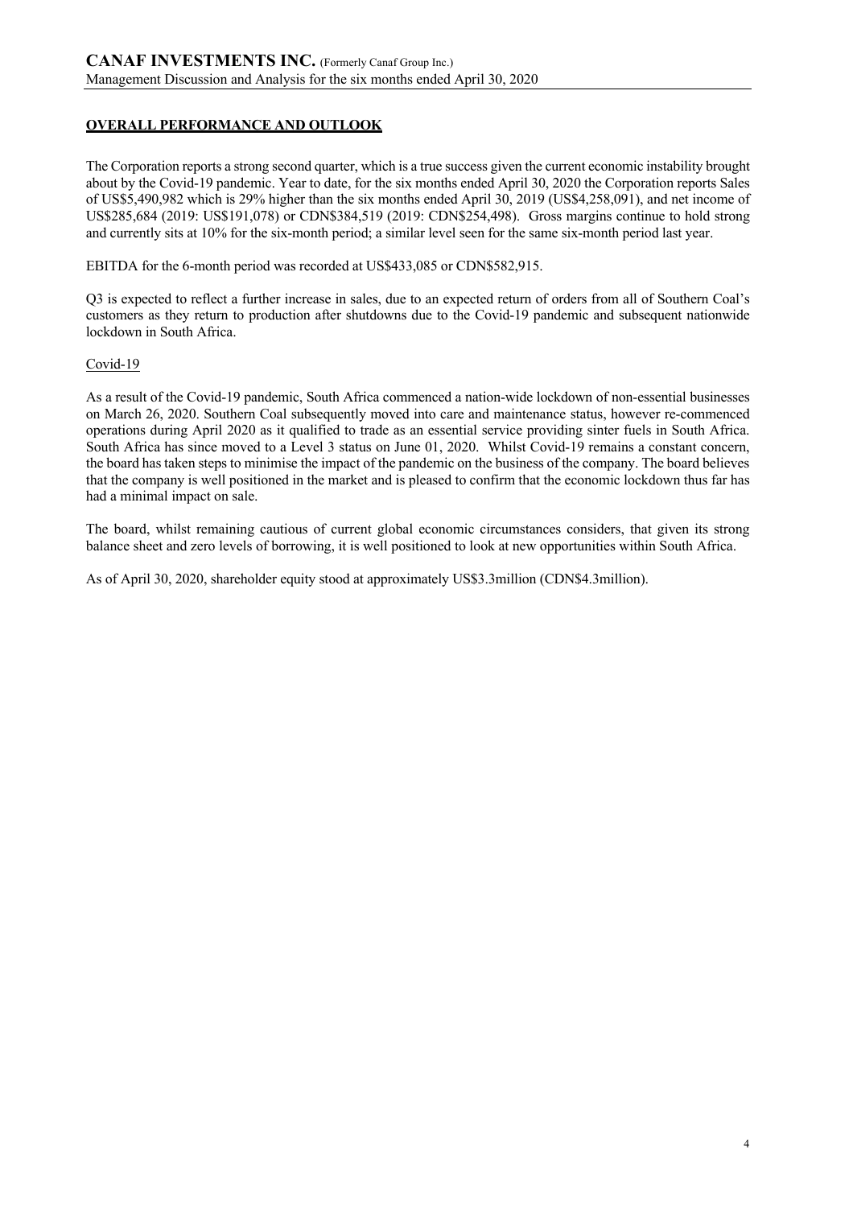## OVERALL PERFORMANCE AND OUTLOOK

The Corporation reports a strong second quarter, which is a true success given the current economic instability brought about by the Covid-19 pandemic. Year to date, for the six months ended April 30, 2020 the Corporation reports Sales of US$5,490,982 which is 29% higher than the six months ended April 30, 2019 (US$4,258,091), and net income of US$285,684 (2019: US$191,078) or CDN$384,519 (2019: CDN$254,498). Gross margins continue to hold strong and currently sits at 10% for the six-month period; a similar level seen for the same six-month period last year.

EBITDA for the 6-month period was recorded at US$433,085 or CDN$582,915.

Q3 is expected to reflect a further increase in sales, due to an expected return of orders from all of Southern Coal's customers as they return to production after shutdowns due to the Covid-19 pandemic and subsequent nationwide lockdown in South Africa.

### Covid-19

As a result of the Covid-19 pandemic, South Africa commenced a nation-wide lockdown of non-essential businesses on March 26, 2020. Southern Coal subsequently moved into care and maintenance status, however re-commenced operations during April 2020 as it qualified to trade as an essential service providing sinter fuels in South Africa. South Africa has since moved to a Level 3 status on June 01, 2020. Whilst Covid-19 remains a constant concern, the board has taken steps to minimise the impact of the pandemic on the business of the company. The board believes that the company is well positioned in the market and is pleased to confirm that the economic lockdown thus far has had a minimal impact on sale.

The board, whilst remaining cautious of current global economic circumstances considers, that given its strong balance sheet and zero levels of borrowing, it is well positioned to look at new opportunities within South Africa.

As of April 30, 2020, shareholder equity stood at approximately US$3.3million (CDN$4.3million).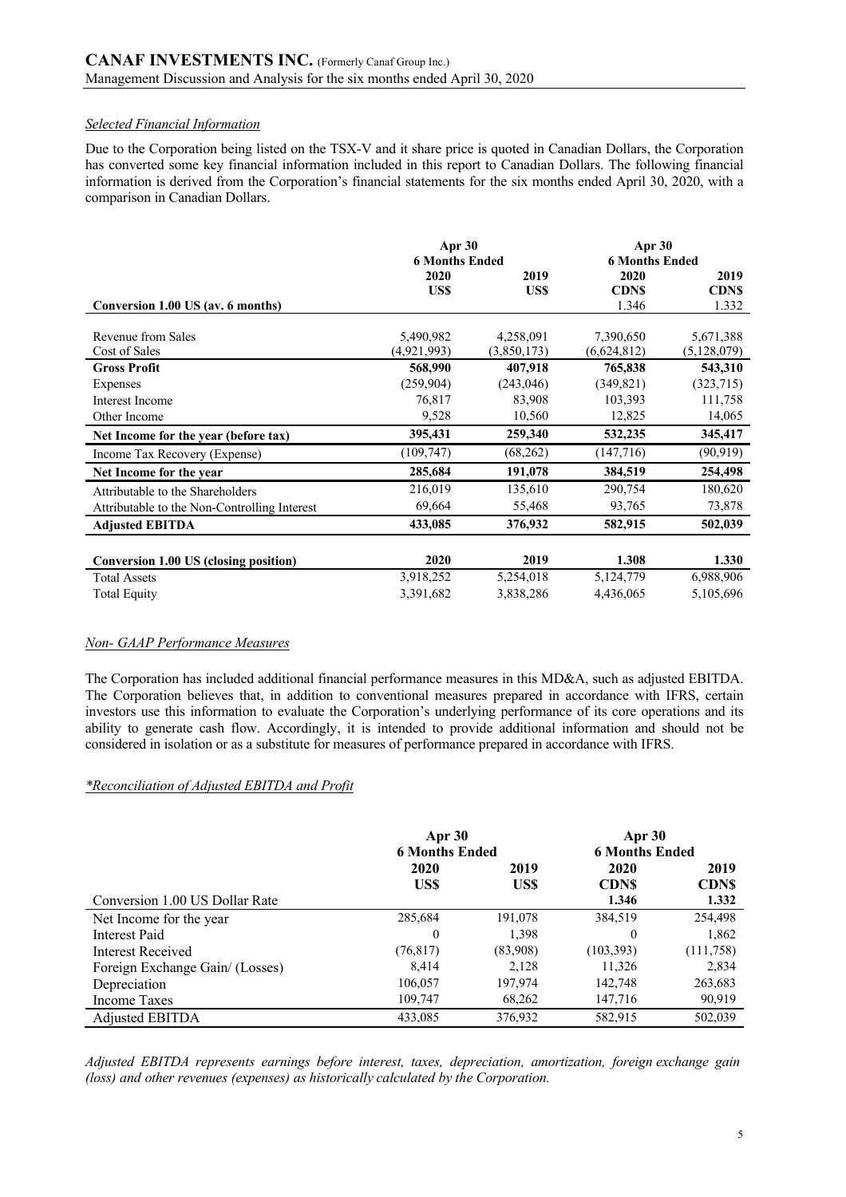### *Selected Financial Information*

Due to the Corporation being listed on the TSX-V and it share price is quoted in Canadian Dollars, the Corporation has converted some key financial information included in this report to Canadian Dollars. The following financial information is derived from the Corporation's financial statements for the six months ended April 30, 2020, with a comparison in Canadian Dollars.

| | Apr 30 6 Months Ended | | Apr 30 6 Months Ended | |
|---|---|---|---|---|
| | 2020 US$ | 2019 US$ | 2020 CDN$ | 2019 CDN$ |
| **Conversion 1.00 US (av. 6 months)** | | | 1.346 | 1.332 |
| Revenue from Sales | 5,490,982 | 4,258,091 | 7,390,650 | 5,671,388 |
| Cost of Sales | (4,921,993) | (3,850,173) | (6,624,812) | (5,128,079) |
| **Gross Profit** | **568,990** | **407,918** | **765,838** | **543,310** |
| Expenses | (259,904) | (243,046) | (349,821) | (323,715) |
| Interest Income | 76,817 | 83,908 | 103,393 | 111,758 |
| Other Income | 9,528 | 10,560 | 12,825 | 14,065 |
| **Net Income for the year (before tax)** | **395,431** | **259,340** | **532,235** | **345,417** |
| Income Tax Recovery (Expense) | (109,747) | (68,262) | (147,716) | (90,919) |
| **Net Income for the year** | **285,684** | **191,078** | **384,519** | **254,498** |
| Attributable to the Shareholders | 216,019 | 135,610 | 290,754 | 180,620 |
| Attributable to the Non-Controlling Interest | 69,664 | 55,468 | 93,765 | 73,878 |
| **Adjusted EBITDA** | **433,085** | **376,932** | **582,915** | **502,039** |
| **Conversion 1.00 US (closing position)** | **2020** | **2019** | **1.308** | **1.330** |
| Total Assets | 3,918,252 | 5,254,018 | 5,124,779 | 6,988,906 |
| Total Equity | 3,391,682 | 3,838,286 | 4,436,065 | 5,105,696 |

### *Non- GAAP Performance Measures*

The Corporation has included additional financial performance measures in this MD&A, such as adjusted EBITDA. The Corporation believes that, in addition to conventional measures prepared in accordance with IFRS, certain investors use this information to evaluate the Corporation's underlying performance of its core operations and its ability to generate cash flow. Accordingly, it is intended to provide additional information and should not be considered in isolation or as a substitute for measures of performance prepared in accordance with IFRS.

### *\*Reconciliation of Adjusted EBITDA and Profit*

| | Apr 30 6 Months Ended | | Apr 30 6 Months Ended | |
|---|---|---|---|---|
| | 2020 US$ | 2019 US$ | 2020 CDN$ | 2019 CDN$ |
| Conversion 1.00 US Dollar Rate | | | 1.346 | 1.332 |
| Net Income for the year | 285,684 | 191,078 | 384,519 | 254,498 |
| Interest Paid | 0 | 1,398 | 0 | 1,862 |
| Interest Received | (76,817) | (83,908) | (103,393) | (111,758) |
| Foreign Exchange Gain/ (Losses) | 8,414 | 2,128 | 11,326 | 2,834 |
| Depreciation | 106,057 | 197,974 | 142,748 | 263,683 |
| Income Taxes | 109,747 | 68,262 | 147,716 | 90,919 |
| Adjusted EBITDA | 433,085 | 376,932 | 582,915 | 502,039 |

*Adjusted EBITDA represents earnings before interest, taxes, depreciation, amortization, foreign exchange gain (loss) and other revenues (expenses) as historically calculated by the Corporation.*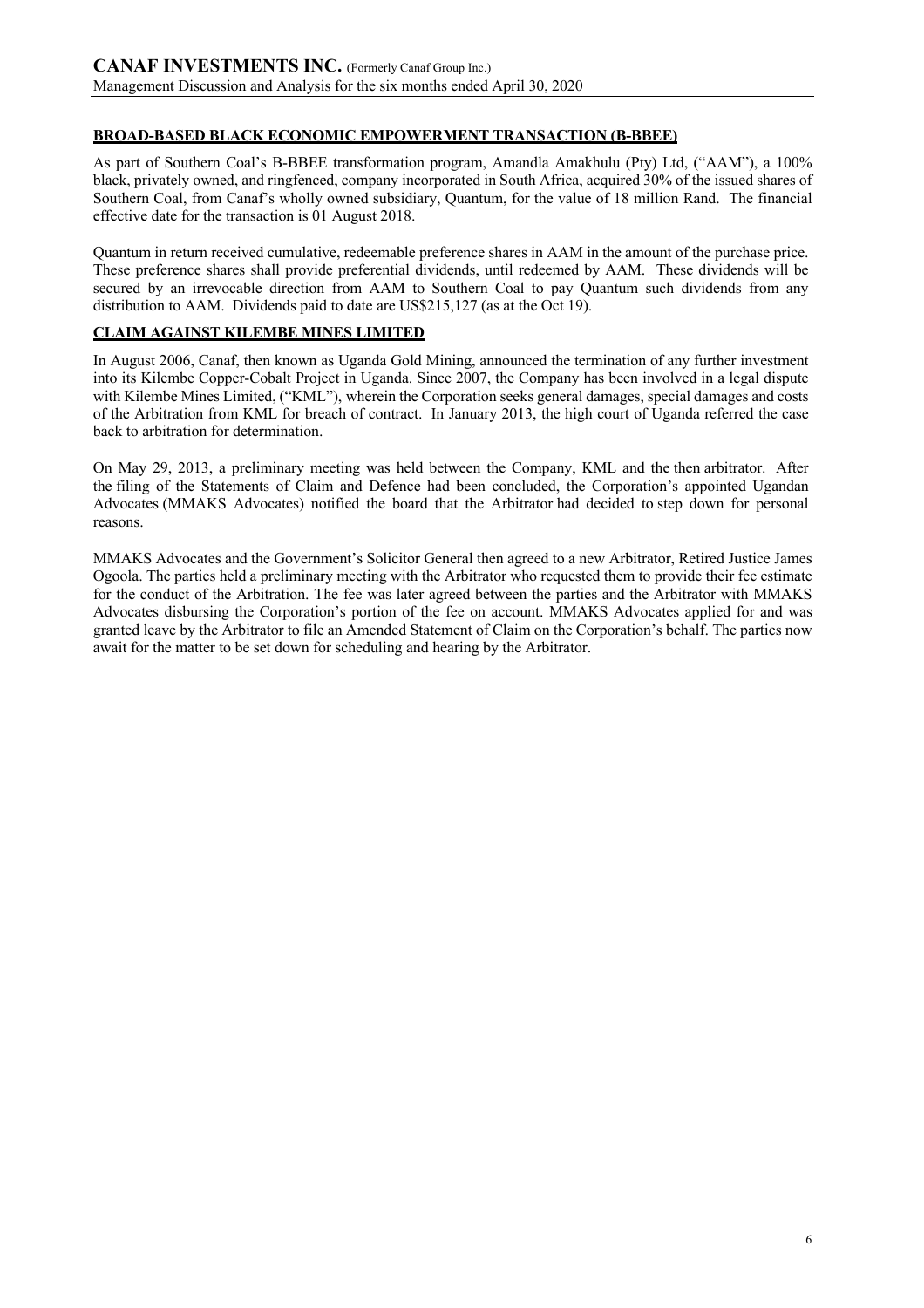## BROAD-BASED BLACK ECONOMIC EMPOWERMENT TRANSACTION (B-BBEE)

As part of Southern Coal's B-BBEE transformation program, Amandla Amakhulu (Pty) Ltd, ("AAM"), a 100% black, privately owned, and ringfenced, company incorporated in South Africa, acquired 30% of the issued shares of Southern Coal, from Canaf's wholly owned subsidiary, Quantum, for the value of 18 million Rand. The financial effective date for the transaction is 01 August 2018.

Quantum in return received cumulative, redeemable preference shares in AAM in the amount of the purchase price. These preference shares shall provide preferential dividends, until redeemed by AAM. These dividends will be secured by an irrevocable direction from AAM to Southern Coal to pay Quantum such dividends from any distribution to AAM. Dividends paid to date are US$215,127 (as at the Oct 19).

## CLAIM AGAINST KILEMBE MINES LIMITED

In August 2006, Canaf, then known as Uganda Gold Mining, announced the termination of any further investment into its Kilembe Copper-Cobalt Project in Uganda. Since 2007, the Company has been involved in a legal dispute with Kilembe Mines Limited, ("KML"), wherein the Corporation seeks general damages, special damages and costs of the Arbitration from KML for breach of contract. In January 2013, the high court of Uganda referred the case back to arbitration for determination.

On May 29, 2013, a preliminary meeting was held between the Company, KML and the then arbitrator. After the filing of the Statements of Claim and Defence had been concluded, the Corporation's appointed Ugandan Advocates (MMAKS Advocates) notified the board that the Arbitrator had decided to step down for personal reasons.

MMAKS Advocates and the Government's Solicitor General then agreed to a new Arbitrator, Retired Justice James Ogoola. The parties held a preliminary meeting with the Arbitrator who requested them to provide their fee estimate for the conduct of the Arbitration. The fee was later agreed between the parties and the Arbitrator with MMAKS Advocates disbursing the Corporation's portion of the fee on account. MMAKS Advocates applied for and was granted leave by the Arbitrator to file an Amended Statement of Claim on the Corporation's behalf. The parties now await for the matter to be set down for scheduling and hearing by the Arbitrator.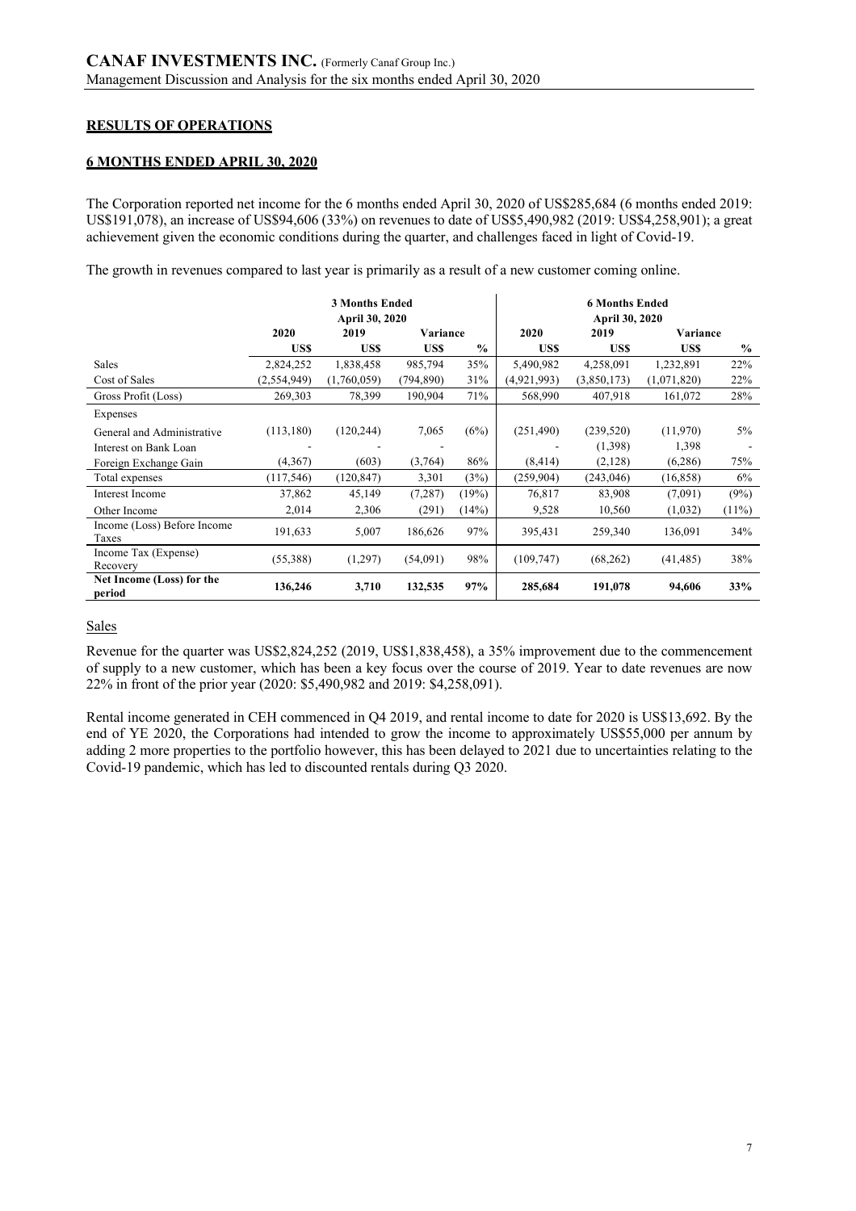**RESULTS OF OPERATIONS**

**6 MONTHS ENDED APRIL 30, 2020**

The Corporation reported net income for the 6 months ended April 30, 2020 of US$285,684 (6 months ended 2019: US$191,078), an increase of US$94,606 (33%) on revenues to date of US$5,490,982 (2019: US$4,258,901); a great achievement given the economic conditions during the quarter, and challenges faced in light of Covid-19.

The growth in revenues compared to last year is primarily as a result of a new customer coming online.

| | 3 Months Ended April 30, 2020 | | | | 6 Months Ended April 30, 2020 | | | |
|---|---|---|---|---|---|---|---|---|
| | 2020 | 2019 | Variance | | 2020 | 2019 | Variance | |
| | US$ | US$ | US$ | % | US$ | US$ | US$ | % |
| Sales | 2,824,252 | 1,838,458 | 985,794 | 35% | 5,490,982 | 4,258,091 | 1,232,891 | 22% |
| Cost of Sales | (2,554,949) | (1,760,059) | (794,890) | 31% | (4,921,993) | (3,850,173) | (1,071,820) | 22% |
| Gross Profit (Loss) | 269,303 | 78,399 | 190,904 | 71% | 568,990 | 407,918 | 161,072 | 28% |
| Expenses | | | | | | | | |
| General and Administrative | (113,180) | (120,244) | 7,065 | (6%) | (251,490) | (239,520) | (11,970) | 5% |
| Interest on Bank Loan | - | - | - | | - | (1,398) | 1,398 | - |
| Foreign Exchange Gain | (4,367) | (603) | (3,764) | 86% | (8,414) | (2,128) | (6,286) | 75% |
| Total expenses | (117,546) | (120,847) | 3,301 | (3%) | (259,904) | (243,046) | (16,858) | 6% |
| Interest Income | 37,862 | 45,149 | (7,287) | (19%) | 76,817 | 83,908 | (7,091) | (9%) |
| Other Income | 2,014 | 2,306 | (291) | (14%) | 9,528 | 10,560 | (1,032) | (11%) |
| Income (Loss) Before Income Taxes | 191,633 | 5,007 | 186,626 | 97% | 395,431 | 259,340 | 136,091 | 34% |
| Income Tax (Expense) Recovery | (55,388) | (1,297) | (54,091) | 98% | (109,747) | (68,262) | (41,485) | 38% |
| **Net Income (Loss) for the period** | **136,246** | **3,710** | **132,535** | **97%** | **285,684** | **191,078** | **94,606** | **33%** |

Sales

Revenue for the quarter was US$2,824,252 (2019, US$1,838,458), a 35% improvement due to the commencement of supply to a new customer, which has been a key focus over the course of 2019. Year to date revenues are now 22% in front of the prior year (2020: $5,490,982 and 2019: $4,258,091).

Rental income generated in CEH commenced in Q4 2019, and rental income to date for 2020 is US$13,692. By the end of YE 2020, the Corporations had intended to grow the income to approximately US$55,000 per annum by adding 2 more properties to the portfolio however, this has been delayed to 2021 due to uncertainties relating to the Covid-19 pandemic, which has led to discounted rentals during Q3 2020.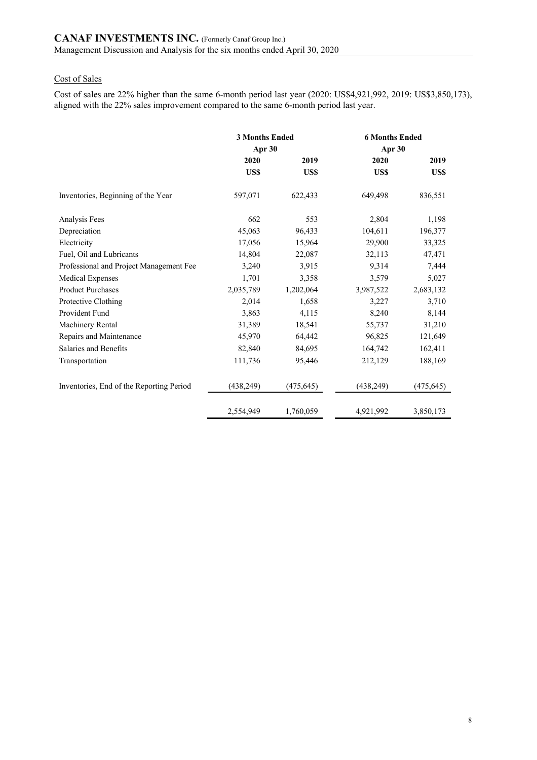## Cost of Sales

Cost of sales are 22% higher than the same 6-month period last year (2020: US$4,921,992, 2019: US$3,850,173), aligned with the 22% sales improvement compared to the same 6-month period last year.

| | 3 Months Ended Apr 30 | | 6 Months Ended Apr 30 | |
|---|---|---|---|---|
| | 2020 | 2019 | 2020 | 2019 |
| | US$ | US$ | US$ | US$ |
| Inventories, Beginning of the Year | 597,071 | 622,433 | 649,498 | 836,551 |
| Analysis Fees | 662 | 553 | 2,804 | 1,198 |
| Depreciation | 45,063 | 96,433 | 104,611 | 196,377 |
| Electricity | 17,056 | 15,964 | 29,900 | 33,325 |
| Fuel, Oil and Lubricants | 14,804 | 22,087 | 32,113 | 47,471 |
| Professional and Project Management Fee | 3,240 | 3,915 | 9,314 | 7,444 |
| Medical Expenses | 1,701 | 3,358 | 3,579 | 5,027 |
| Product Purchases | 2,035,789 | 1,202,064 | 3,987,522 | 2,683,132 |
| Protective Clothing | 2,014 | 1,658 | 3,227 | 3,710 |
| Provident Fund | 3,863 | 4,115 | 8,240 | 8,144 |
| Machinery Rental | 31,389 | 18,541 | 55,737 | 31,210 |
| Repairs and Maintenance | 45,970 | 64,442 | 96,825 | 121,649 |
| Salaries and Benefits | 82,840 | 84,695 | 164,742 | 162,411 |
| Transportation | 111,736 | 95,446 | 212,129 | 188,169 |
| Inventories, End of the Reporting Period | (438,249) | (475,645) | (438,249) | (475,645) |
| | 2,554,949 | 1,760,059 | 4,921,992 | 3,850,173 |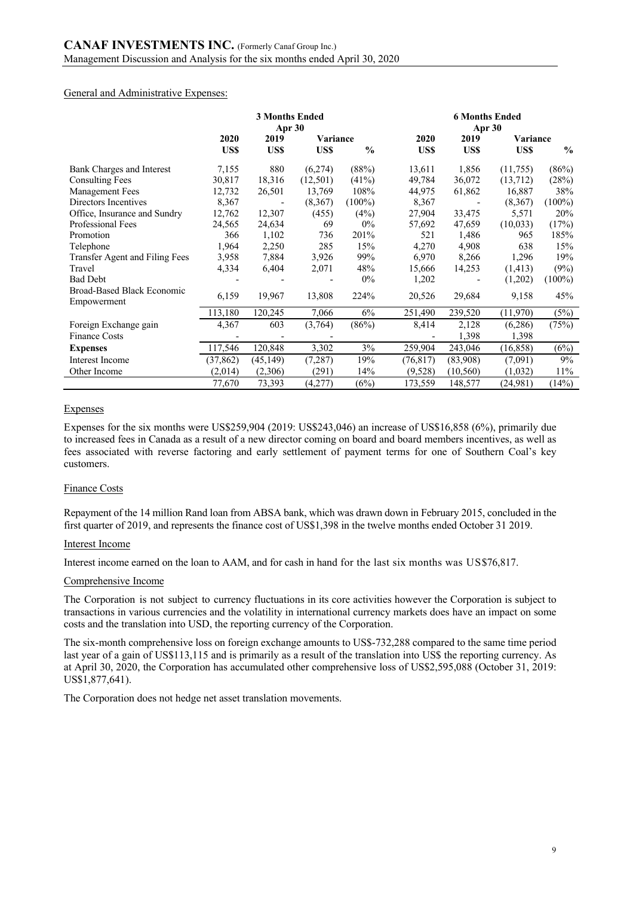## General and Administrative Expenses:

| | 3 Months Ended Apr 30 | | | | 6 Months Ended Apr 30 | | | |
|---|---|---|---|---|---|---|---|---|
| | 2020 | 2019 | Variance | | 2020 | 2019 | Variance | |
| | US$ | US$ | US$ | % | US$ | US$ | US$ | % |
| Bank Charges and Interest | 7,155 | 880 | (6,274) | (88%) | 13,611 | 1,856 | (11,755) | (86%) |
| Consulting Fees | 30,817 | 18,316 | (12,501) | (41%) | 49,784 | 36,072 | (13,712) | (28%) |
| Management Fees | 12,732 | 26,501 | 13,769 | 108% | 44,975 | 61,862 | 16,887 | 38% |
| Directors Incentives | 8,367 | - | (8,367) | (100%) | 8,367 | - | (8,367) | (100%) |
| Office, Insurance and Sundry | 12,762 | 12,307 | (455) | (4%) | 27,904 | 33,475 | 5,571 | 20% |
| Professional Fees | 24,565 | 24,634 | 69 | 0% | 57,692 | 47,659 | (10,033) | (17%) |
| Promotion | 366 | 1,102 | 736 | 201% | 521 | 1,486 | 965 | 185% |
| Telephone | 1,964 | 2,250 | 285 | 15% | 4,270 | 4,908 | 638 | 15% |
| Transfer Agent and Filing Fees | 3,958 | 7,884 | 3,926 | 99% | 6,970 | 8,266 | 1,296 | 19% |
| Travel | 4,334 | 6,404 | 2,071 | 48% | 15,666 | 14,253 | (1,413) | (9%) |
| Bad Debt | - | - | - | 0% | 1,202 | - | (1,202) | (100%) |
| Broad-Based Black Economic Empowerment | 6,159 | 19,967 | 13,808 | 224% | 20,526 | 29,684 | 9,158 | 45% |
| | 113,180 | 120,245 | 7,066 | 6% | 251,490 | 239,520 | (11,970) | (5%) |
| Foreign Exchange gain | 4,367 | 603 | (3,764) | (86%) | 8,414 | 2,128 | (6,286) | (75%) |
| Finance Costs | - | - | - | | - | 1,398 | 1,398 | |
| **Expenses** | 117,546 | 120,848 | 3,302 | 3% | 259,904 | 243,046 | (16,858) | (6%) |
| Interest Income | (37,862) | (45,149) | (7,287) | 19% | (76,817) | (83,908) | (7,091) | 9% |
| Other Income | (2,014) | (2,306) | (291) | 14% | (9,528) | (10,560) | (1,032) | 11% |
| | 77,670 | 73,393 | (4,277) | (6%) | 173,559 | 148,577 | (24,981) | (14%) |

### Expenses

Expenses for the six months were US$259,904 (2019: US$243,046) an increase of US$16,858 (6%), primarily due to increased fees in Canada as a result of a new director coming on board and board members incentives, as well as fees associated with reverse factoring and early settlement of payment terms for one of Southern Coal's key customers.

### Finance Costs

Repayment of the 14 million Rand loan from ABSA bank, which was drawn down in February 2015, concluded in the first quarter of 2019, and represents the finance cost of US$1,398 in the twelve months ended October 31 2019.

### Interest Income

Interest income earned on the loan to AAM, and for cash in hand for the last six months was US$76,817.

### Comprehensive Income

The Corporation is not subject to currency fluctuations in its core activities however the Corporation is subject to transactions in various currencies and the volatility in international currency markets does have an impact on some costs and the translation into USD, the reporting currency of the Corporation.

The six-month comprehensive loss on foreign exchange amounts to US$-732,288 compared to the same time period last year of a gain of US$113,115 and is primarily as a result of the translation into US$ the reporting currency. As at April 30, 2020, the Corporation has accumulated other comprehensive loss of US$2,595,088 (October 31, 2019: US$1,877,641).

The Corporation does not hedge net asset translation movements.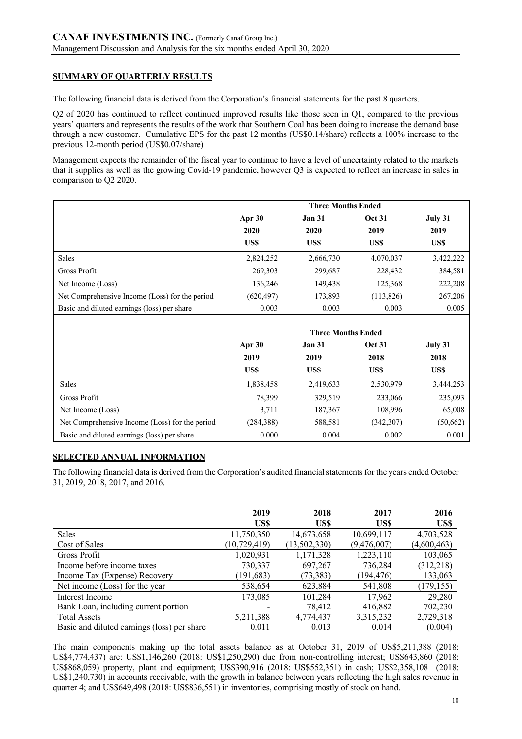## SUMMARY OF QUARTERLY RESULTS

The following financial data is derived from the Corporation's financial statements for the past 8 quarters.

Q2 of 2020 has continued to reflect continued improved results like those seen in Q1, compared to the previous years' quarters and represents the results of the work that Southern Coal has been doing to increase the demand base through a new customer. Cumulative EPS for the past 12 months (US$0.14/share) reflects a 100% increase to the previous 12-month period (US$0.07/share)

Management expects the remainder of the fiscal year to continue to have a level of uncertainty related to the markets that it supplies as well as the growing Covid-19 pandemic, however Q3 is expected to reflect an increase in sales in comparison to Q2 2020.

| | Three Months Ended | | | |
|---|---|---|---|---|
| | Apr 30 2020 US$ | Jan 31 2020 US$ | Oct 31 2019 US$ | July 31 2019 US$ |
| Sales | 2,824,252 | 2,666,730 | 4,070,037 | 3,422,222 |
| Gross Profit | 269,303 | 299,687 | 228,432 | 384,581 |
| Net Income (Loss) | 136,246 | 149,438 | 125,368 | 222,208 |
| Net Comprehensive Income (Loss) for the period | (620,497) | 173,893 | (113,826) | 267,206 |
| Basic and diluted earnings (loss) per share | 0.003 | 0.003 | 0.003 | 0.005 |

| | Three Months Ended | | | |
|---|---|---|---|---|
| | Apr 30 2019 US$ | Jan 31 2019 US$ | Oct 31 2018 US$ | July 31 2018 US$ |
| Sales | 1,838,458 | 2,419,633 | 2,530,979 | 3,444,253 |
| Gross Profit | 78,399 | 329,519 | 233,066 | 235,093 |
| Net Income (Loss) | 3,711 | 187,367 | 108,996 | 65,008 |
| Net Comprehensive Income (Loss) for the period | (284,388) | 588,581 | (342,307) | (50,662) |
| Basic and diluted earnings (loss) per share | 0.000 | 0.004 | 0.002 | 0.001 |

## SELECTED ANNUAL INFORMATION

The following financial data is derived from the Corporation's audited financial statements for the years ended October 31, 2019, 2018, 2017, and 2016.

| | 2019 US$ | 2018 US$ | 2017 US$ | 2016 US$ |
|---|---|---|---|---|
| Sales | 11,750,350 | 14,673,658 | 10,699,117 | 4,703,528 |
| Cost of Sales | (10,729,419) | (13,502,330) | (9,476,007) | (4,600,463) |
| Gross Profit | 1,020,931 | 1,171,328 | 1,223,110 | 103,065 |
| Income before income taxes | 730,337 | 697,267 | 736,284 | (312,218) |
| Income Tax (Expense) Recovery | (191,683) | (73,383) | (194,476) | 133,063 |
| Net income (Loss) for the year | 538,654 | 623,884 | 541,808 | (179,155) |
| Interest Income | 173,085 | 101,284 | 17,962 | 29,280 |
| Bank Loan, including current portion | - | 78,412 | 416,882 | 702,230 |
| Total Assets | 5,211,388 | 4,774,437 | 3,315,232 | 2,729,318 |
| Basic and diluted earnings (loss) per share | 0.011 | 0.013 | 0.014 | (0.004) |

The main components making up the total assets balance as at October 31, 2019 of US$5,211,388 (2018: US$4,774,437) are: US$1,146,260 (2018: US$1,250,290) due from non-controlling interest; US$643,860 (2018: US$868,059) property, plant and equipment; US$390,916 (2018: US$552,351) in cash; US$2,358,108 (2018: US$1,240,730) in accounts receivable, with the growth in balance between years reflecting the high sales revenue in quarter 4; and US$649,498 (2018: US$836,551) in inventories, comprising mostly of stock on hand.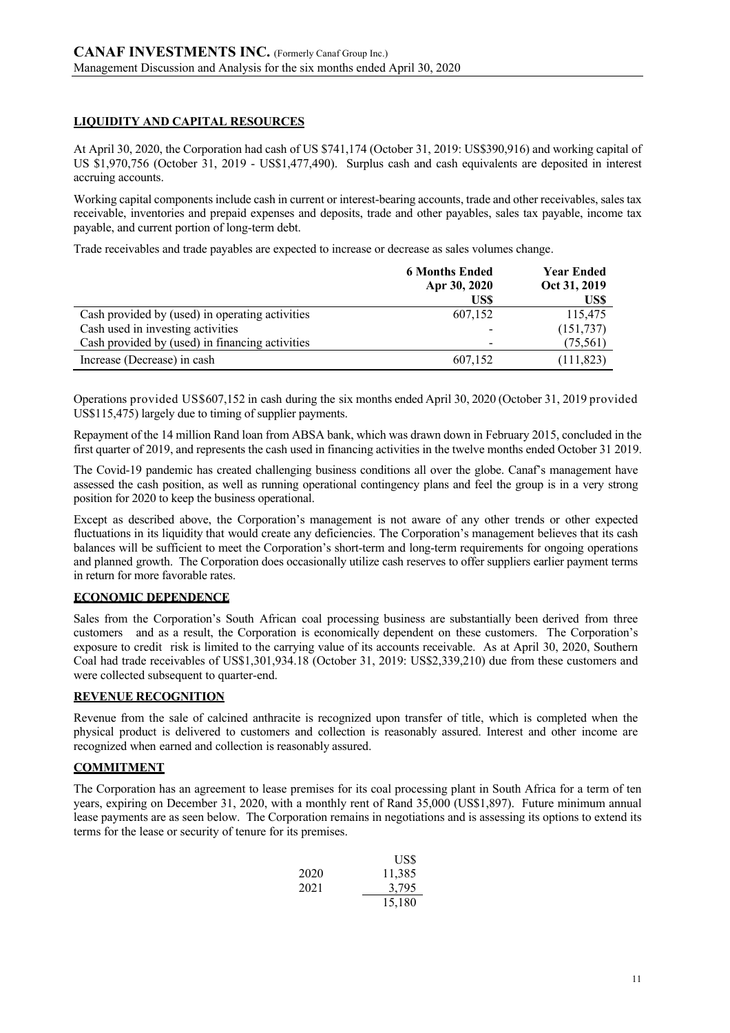## LIQUIDITY AND CAPITAL RESOURCES

At April 30, 2020, the Corporation had cash of US \$741,174 (October 31, 2019: US\$390,916) and working capital of US \$1,970,756 (October 31, 2019 - US\$1,477,490). Surplus cash and cash equivalents are deposited in interest accruing accounts.

Working capital components include cash in current or interest-bearing accounts, trade and other receivables, sales tax receivable, inventories and prepaid expenses and deposits, trade and other payables, sales tax payable, income tax payable, and current portion of long-term debt.

Trade receivables and trade payables are expected to increase or decrease as sales volumes change.

| | 6 Months Ended Apr 30, 2020 US$ | Year Ended Oct 31, 2019 US$ |
|---|---|---|
| Cash provided by (used) in operating activities | 607,152 | 115,475 |
| Cash used in investing activities | - | (151,737) |
| Cash provided by (used) in financing activities | - | (75,561) |
| Increase (Decrease) in cash | 607,152 | (111,823) |

Operations provided US\$607,152 in cash during the six months ended April 30, 2020 (October 31, 2019 provided US\$115,475) largely due to timing of supplier payments.

Repayment of the 14 million Rand loan from ABSA bank, which was drawn down in February 2015, concluded in the first quarter of 2019, and represents the cash used in financing activities in the twelve months ended October 31 2019.

The Covid-19 pandemic has created challenging business conditions all over the globe. Canaf's management have assessed the cash position, as well as running operational contingency plans and feel the group is in a very strong position for 2020 to keep the business operational.

Except as described above, the Corporation's management is not aware of any other trends or other expected fluctuations in its liquidity that would create any deficiencies. The Corporation's management believes that its cash balances will be sufficient to meet the Corporation's short-term and long-term requirements for ongoing operations and planned growth. The Corporation does occasionally utilize cash reserves to offer suppliers earlier payment terms in return for more favorable rates.

## ECONOMIC DEPENDENCE

Sales from the Corporation's South African coal processing business are substantially been derived from three customers and as a result, the Corporation is economically dependent on these customers. The Corporation's exposure to credit risk is limited to the carrying value of its accounts receivable. As at April 30, 2020, Southern Coal had trade receivables of US\$1,301,934.18 (October 31, 2019: US\$2,339,210) due from these customers and were collected subsequent to quarter-end.

## REVENUE RECOGNITION

Revenue from the sale of calcined anthracite is recognized upon transfer of title, which is completed when the physical product is delivered to customers and collection is reasonably assured. Interest and other income are recognized when earned and collection is reasonably assured.

## COMMITMENT

The Corporation has an agreement to lease premises for its coal processing plant in South Africa for a term of ten years, expiring on December 31, 2020, with a monthly rent of Rand 35,000 (US\$1,897). Future minimum annual lease payments are as seen below. The Corporation remains in negotiations and is assessing its options to extend its terms for the lease or security of tenure for its premises.

| | US$ |
|---|---|
| 2020 | 11,385 |
| 2021 | 3,795 |
| | 15,180 |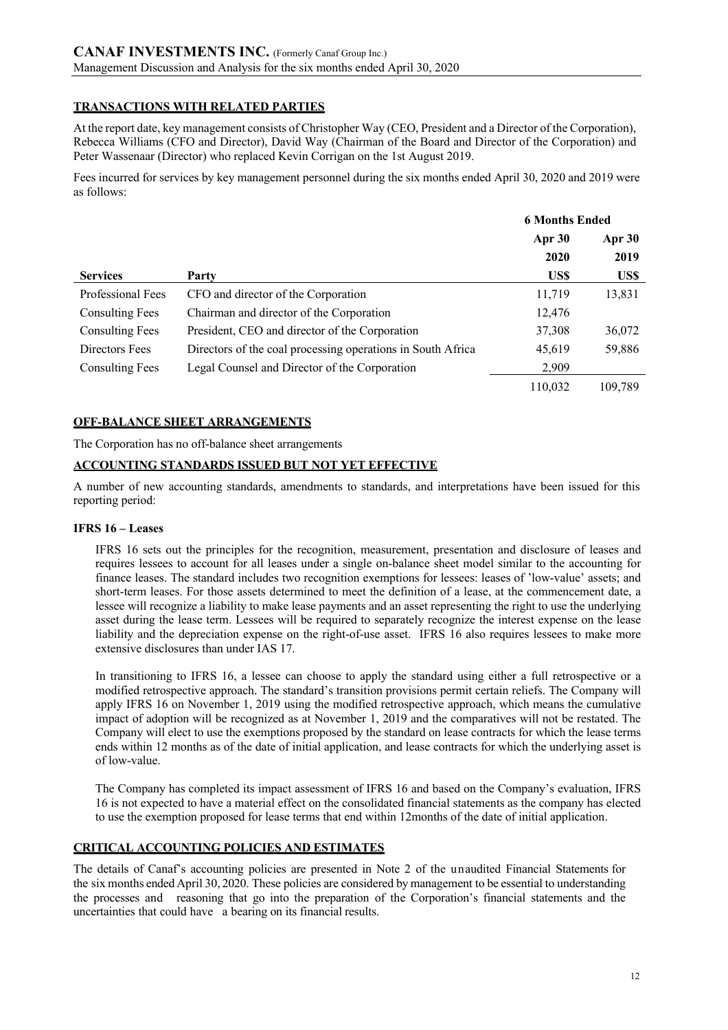## TRANSACTIONS WITH RELATED PARTIES

At the report date, key management consists of Christopher Way (CEO, President and a Director of the Corporation), Rebecca Williams (CFO and Director), David Way (Chairman of the Board and Director of the Corporation) and Peter Wassenaar (Director) who replaced Kevin Corrigan on the 1st August 2019.

Fees incurred for services by key management personnel during the six months ended April 30, 2020 and 2019 were as follows:

| | | 6 Months Ended | |
|---|---|---|---|
| | | Apr 30 2020 | Apr 30 2019 |
| **Services** | **Party** | **US$** | **US$** |
| Professional Fees | CFO and director of the Corporation | 11,719 | 13,831 |
| Consulting Fees | Chairman and director of the Corporation | 12,476 | |
| Consulting Fees | President, CEO and director of the Corporation | 37,308 | 36,072 |
| Directors Fees | Directors of the coal processing operations in South Africa | 45,619 | 59,886 |
| Consulting Fees | Legal Counsel and Director of the Corporation | 2,909 | |
| | | 110,032 | 109,789 |

## OFF-BALANCE SHEET ARRANGEMENTS

The Corporation has no off-balance sheet arrangements

## ACCOUNTING STANDARDS ISSUED BUT NOT YET EFFECTIVE

A number of new accounting standards, amendments to standards, and interpretations have been issued for this reporting period:

### IFRS 16 – Leases

IFRS 16 sets out the principles for the recognition, measurement, presentation and disclosure of leases and requires lessees to account for all leases under a single on-balance sheet model similar to the accounting for finance leases. The standard includes two recognition exemptions for lessees: leases of 'low-value' assets; and short-term leases. For those assets determined to meet the definition of a lease, at the commencement date, a lessee will recognize a liability to make lease payments and an asset representing the right to use the underlying asset during the lease term. Lessees will be required to separately recognize the interest expense on the lease liability and the depreciation expense on the right-of-use asset. IFRS 16 also requires lessees to make more extensive disclosures than under IAS 17.

In transitioning to IFRS 16, a lessee can choose to apply the standard using either a full retrospective or a modified retrospective approach. The standard's transition provisions permit certain reliefs. The Company will apply IFRS 16 on November 1, 2019 using the modified retrospective approach, which means the cumulative impact of adoption will be recognized as at November 1, 2019 and the comparatives will not be restated. The Company will elect to use the exemptions proposed by the standard on lease contracts for which the lease terms ends within 12 months as of the date of initial application, and lease contracts for which the underlying asset is of low-value.

The Company has completed its impact assessment of IFRS 16 and based on the Company's evaluation, IFRS 16 is not expected to have a material effect on the consolidated financial statements as the company has elected to use the exemption proposed for lease terms that end within 12months of the date of initial application.

## CRITICAL ACCOUNTING POLICIES AND ESTIMATES

The details of Canaf's accounting policies are presented in Note 2 of the unaudited Financial Statements for the six months ended April 30, 2020. These policies are considered by management to be essential to understanding the processes and reasoning that go into the preparation of the Corporation's financial statements and the uncertainties that could have a bearing on its financial results.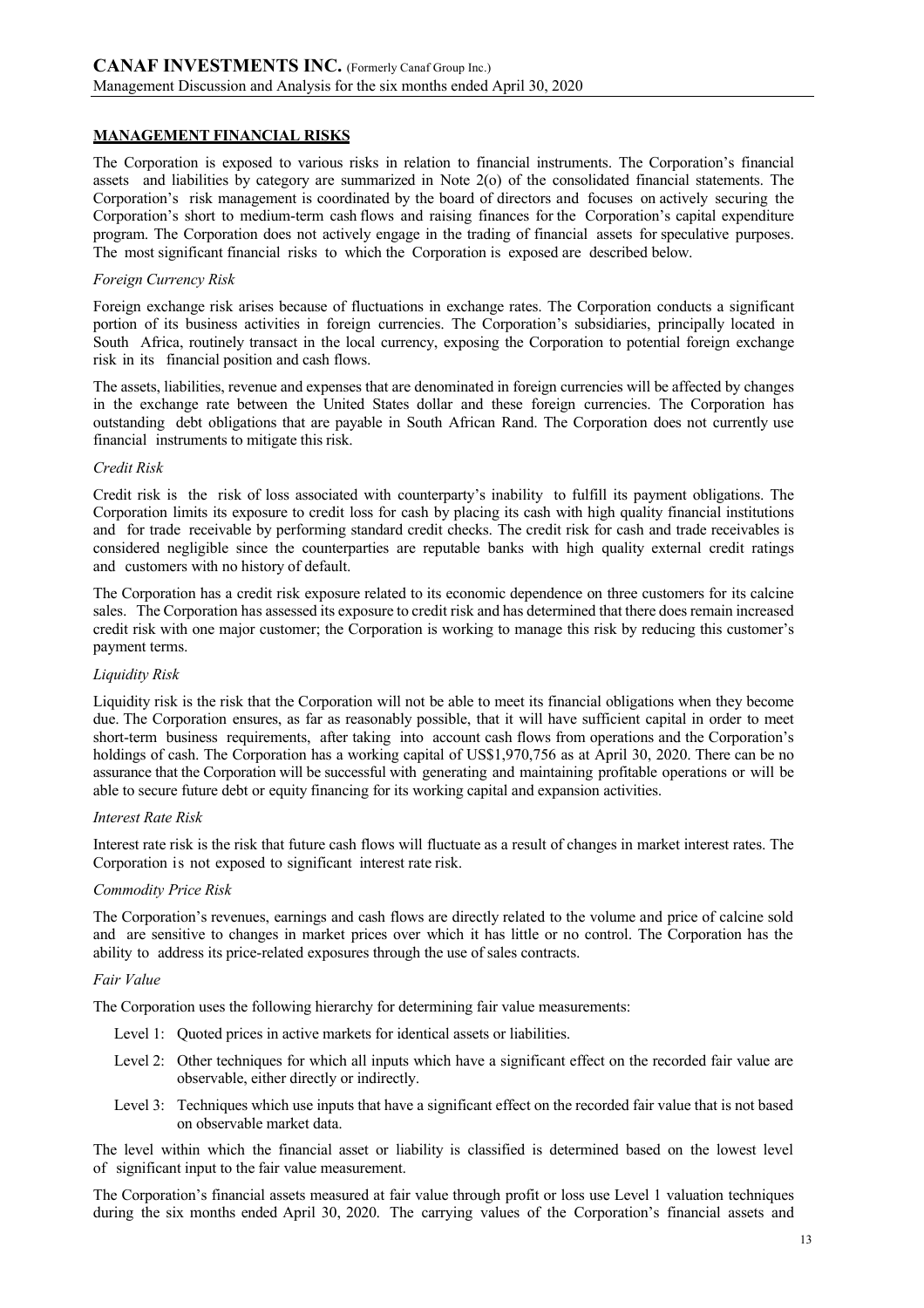## MANAGEMENT FINANCIAL RISKS

The Corporation is exposed to various risks in relation to financial instruments. The Corporation's financial assets and liabilities by category are summarized in Note 2(o) of the consolidated financial statements. The Corporation's risk management is coordinated by the board of directors and focuses on actively securing the Corporation's short to medium-term cash flows and raising finances for the Corporation's capital expenditure program. The Corporation does not actively engage in the trading of financial assets for speculative purposes. The most significant financial risks to which the Corporation is exposed are described below.

*Foreign Currency Risk*

Foreign exchange risk arises because of fluctuations in exchange rates. The Corporation conducts a significant portion of its business activities in foreign currencies. The Corporation's subsidiaries, principally located in South Africa, routinely transact in the local currency, exposing the Corporation to potential foreign exchange risk in its financial position and cash flows.

The assets, liabilities, revenue and expenses that are denominated in foreign currencies will be affected by changes in the exchange rate between the United States dollar and these foreign currencies. The Corporation has outstanding debt obligations that are payable in South African Rand. The Corporation does not currently use financial instruments to mitigate this risk.

*Credit Risk*

Credit risk is the risk of loss associated with counterparty's inability to fulfill its payment obligations. The Corporation limits its exposure to credit loss for cash by placing its cash with high quality financial institutions and for trade receivable by performing standard credit checks. The credit risk for cash and trade receivables is considered negligible since the counterparties are reputable banks with high quality external credit ratings and customers with no history of default.

The Corporation has a credit risk exposure related to its economic dependence on three customers for its calcine sales. The Corporation has assessed its exposure to credit risk and has determined that there does remain increased credit risk with one major customer; the Corporation is working to manage this risk by reducing this customer's payment terms.

*Liquidity Risk*

Liquidity risk is the risk that the Corporation will not be able to meet its financial obligations when they become due. The Corporation ensures, as far as reasonably possible, that it will have sufficient capital in order to meet short-term business requirements, after taking into account cash flows from operations and the Corporation's holdings of cash. The Corporation has a working capital of US$1,970,756 as at April 30, 2020. There can be no assurance that the Corporation will be successful with generating and maintaining profitable operations or will be able to secure future debt or equity financing for its working capital and expansion activities.

*Interest Rate Risk*

Interest rate risk is the risk that future cash flows will fluctuate as a result of changes in market interest rates. The Corporation is not exposed to significant interest rate risk.

*Commodity Price Risk*

The Corporation's revenues, earnings and cash flows are directly related to the volume and price of calcine sold and are sensitive to changes in market prices over which it has little or no control. The Corporation has the ability to address its price-related exposures through the use of sales contracts.

*Fair Value*

The Corporation uses the following hierarchy for determining fair value measurements:

- Level 1: Quoted prices in active markets for identical assets or liabilities.
- Level 2: Other techniques for which all inputs which have a significant effect on the recorded fair value are observable, either directly or indirectly.
- Level 3: Techniques which use inputs that have a significant effect on the recorded fair value that is not based on observable market data.

The level within which the financial asset or liability is classified is determined based on the lowest level of significant input to the fair value measurement.

The Corporation's financial assets measured at fair value through profit or loss use Level 1 valuation techniques during the six months ended April 30, 2020. The carrying values of the Corporation's financial assets and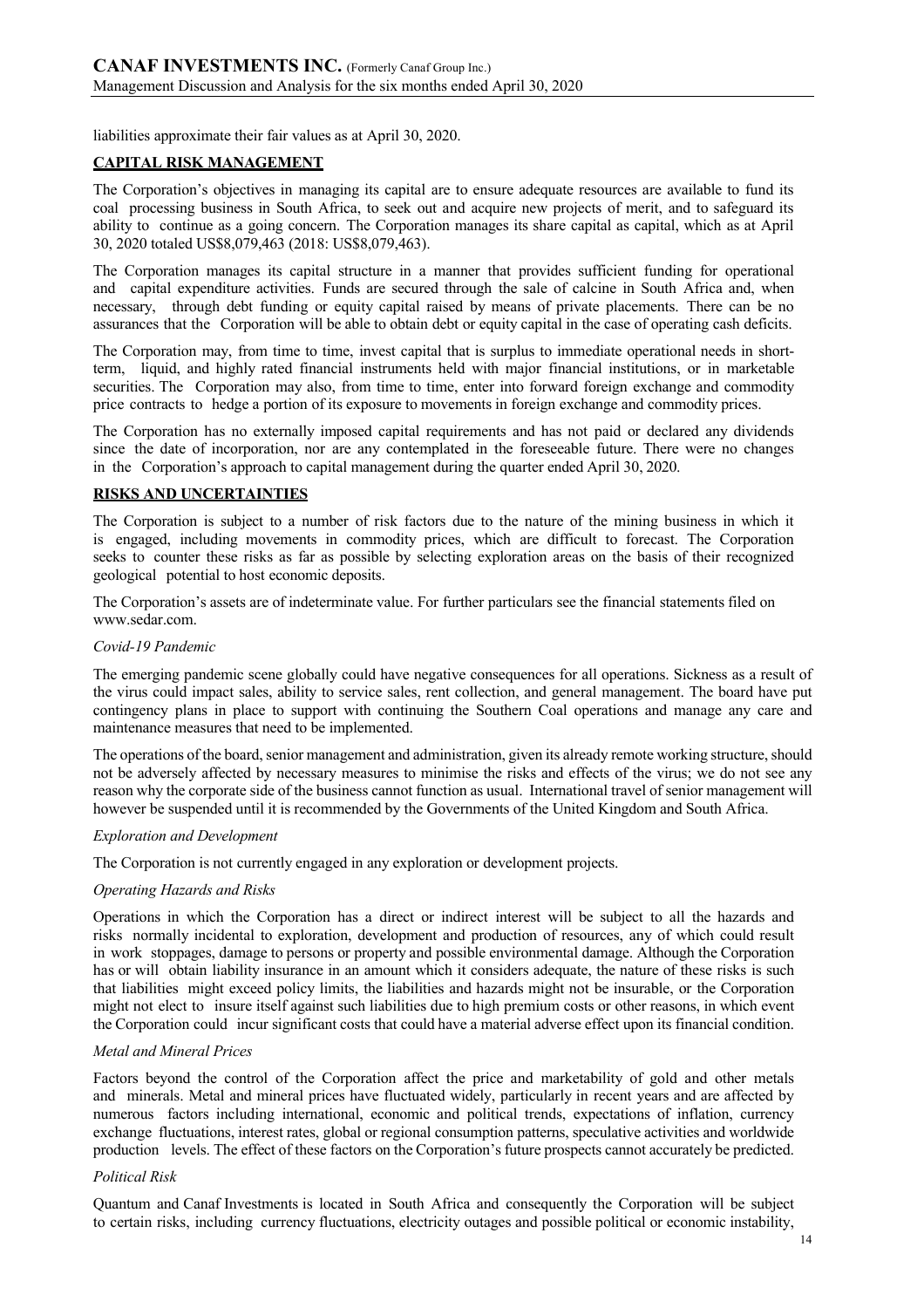liabilities approximate their fair values as at April 30, 2020.

## CAPITAL RISK MANAGEMENT

The Corporation's objectives in managing its capital are to ensure adequate resources are available to fund its coal processing business in South Africa, to seek out and acquire new projects of merit, and to safeguard its ability to continue as a going concern. The Corporation manages its share capital as capital, which as at April 30, 2020 totaled US$8,079,463 (2018: US$8,079,463).

The Corporation manages its capital structure in a manner that provides sufficient funding for operational and capital expenditure activities. Funds are secured through the sale of calcine in South Africa and, when necessary, through debt funding or equity capital raised by means of private placements. There can be no assurances that the Corporation will be able to obtain debt or equity capital in the case of operating cash deficits.

The Corporation may, from time to time, invest capital that is surplus to immediate operational needs in short-term, liquid, and highly rated financial instruments held with major financial institutions, or in marketable securities. The Corporation may also, from time to time, enter into forward foreign exchange and commodity price contracts to hedge a portion of its exposure to movements in foreign exchange and commodity prices.

The Corporation has no externally imposed capital requirements and has not paid or declared any dividends since the date of incorporation, nor are any contemplated in the foreseeable future. There were no changes in the Corporation's approach to capital management during the quarter ended April 30, 2020.

## RISKS AND UNCERTAINTIES

The Corporation is subject to a number of risk factors due to the nature of the mining business in which it is engaged, including movements in commodity prices, which are difficult to forecast. The Corporation seeks to counter these risks as far as possible by selecting exploration areas on the basis of their recognized geological potential to host economic deposits.

The Corporation's assets are of indeterminate value. For further particulars see the financial statements filed on www.sedar.com.

*Covid-19 Pandemic*

The emerging pandemic scene globally could have negative consequences for all operations. Sickness as a result of the virus could impact sales, ability to service sales, rent collection, and general management. The board have put contingency plans in place to support with continuing the Southern Coal operations and manage any care and maintenance measures that need to be implemented.

The operations of the board, senior management and administration, given its already remote working structure, should not be adversely affected by necessary measures to minimise the risks and effects of the virus; we do not see any reason why the corporate side of the business cannot function as usual. International travel of senior management will however be suspended until it is recommended by the Governments of the United Kingdom and South Africa.

*Exploration and Development*

The Corporation is not currently engaged in any exploration or development projects.

*Operating Hazards and Risks*

Operations in which the Corporation has a direct or indirect interest will be subject to all the hazards and risks normally incidental to exploration, development and production of resources, any of which could result in work stoppages, damage to persons or property and possible environmental damage. Although the Corporation has or will obtain liability insurance in an amount which it considers adequate, the nature of these risks is such that liabilities might exceed policy limits, the liabilities and hazards might not be insurable, or the Corporation might not elect to insure itself against such liabilities due to high premium costs or other reasons, in which event the Corporation could incur significant costs that could have a material adverse effect upon its financial condition.

*Metal and Mineral Prices*

Factors beyond the control of the Corporation affect the price and marketability of gold and other metals and minerals. Metal and mineral prices have fluctuated widely, particularly in recent years and are affected by numerous factors including international, economic and political trends, expectations of inflation, currency exchange fluctuations, interest rates, global or regional consumption patterns, speculative activities and worldwide production levels. The effect of these factors on the Corporation's future prospects cannot accurately be predicted.

*Political Risk*

Quantum and Canaf Investments is located in South Africa and consequently the Corporation will be subject to certain risks, including currency fluctuations, electricity outages and possible political or economic instability,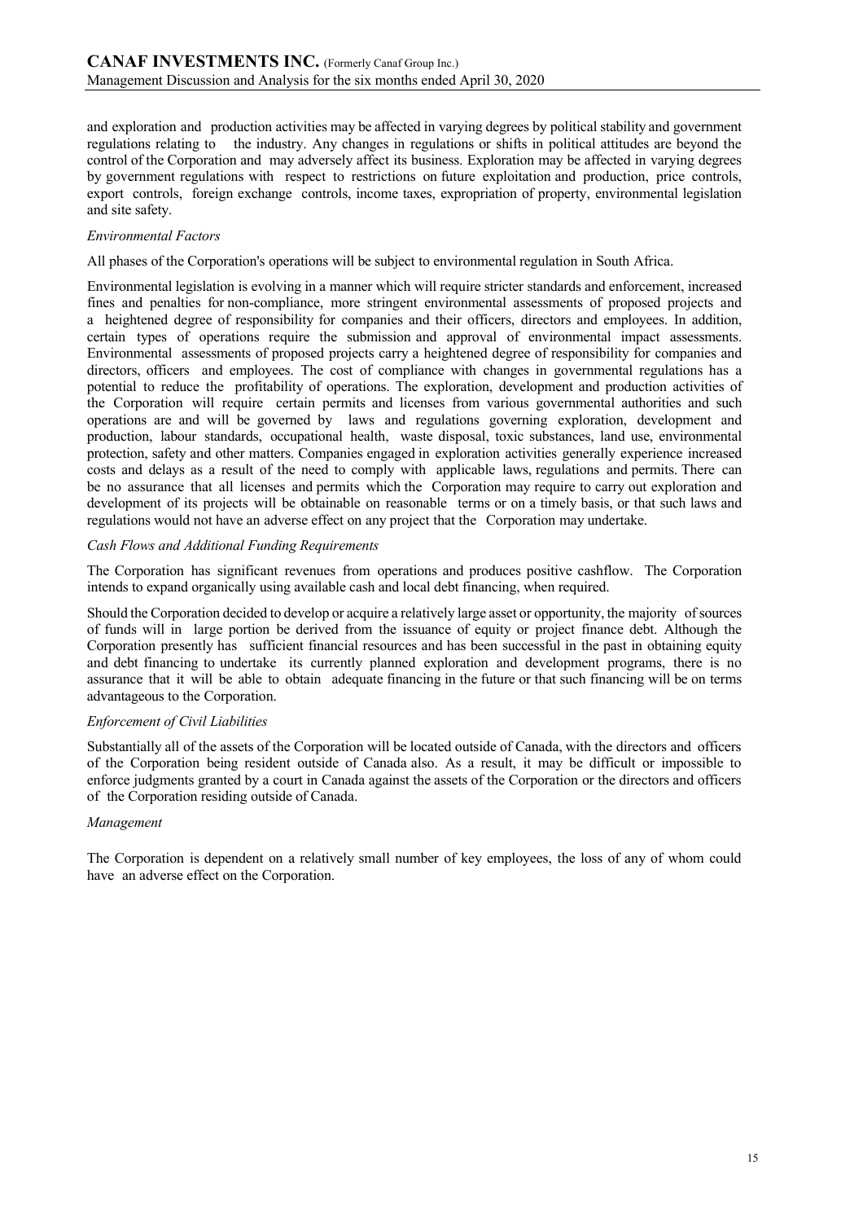and exploration and production activities may be affected in varying degrees by political stability and government regulations relating to the industry. Any changes in regulations or shifts in political attitudes are beyond the control of the Corporation and may adversely affect its business. Exploration may be affected in varying degrees by government regulations with respect to restrictions on future exploitation and production, price controls, export controls, foreign exchange controls, income taxes, expropriation of property, environmental legislation and site safety.

*Environmental Factors*

All phases of the Corporation's operations will be subject to environmental regulation in South Africa.

Environmental legislation is evolving in a manner which will require stricter standards and enforcement, increased fines and penalties for non-compliance, more stringent environmental assessments of proposed projects and a heightened degree of responsibility for companies and their officers, directors and employees. In addition, certain types of operations require the submission and approval of environmental impact assessments. Environmental assessments of proposed projects carry a heightened degree of responsibility for companies and directors, officers and employees. The cost of compliance with changes in governmental regulations has a potential to reduce the profitability of operations. The exploration, development and production activities of the Corporation will require certain permits and licenses from various governmental authorities and such operations are and will be governed by laws and regulations governing exploration, development and production, labour standards, occupational health, waste disposal, toxic substances, land use, environmental protection, safety and other matters. Companies engaged in exploration activities generally experience increased costs and delays as a result of the need to comply with applicable laws, regulations and permits. There can be no assurance that all licenses and permits which the Corporation may require to carry out exploration and development of its projects will be obtainable on reasonable terms or on a timely basis, or that such laws and regulations would not have an adverse effect on any project that the Corporation may undertake.

*Cash Flows and Additional Funding Requirements*

The Corporation has significant revenues from operations and produces positive cashflow. The Corporation intends to expand organically using available cash and local debt financing, when required.

Should the Corporation decided to develop or acquire a relatively large asset or opportunity, the majority of sources of funds will in large portion be derived from the issuance of equity or project finance debt. Although the Corporation presently has sufficient financial resources and has been successful in the past in obtaining equity and debt financing to undertake its currently planned exploration and development programs, there is no assurance that it will be able to obtain adequate financing in the future or that such financing will be on terms advantageous to the Corporation.

*Enforcement of Civil Liabilities*

Substantially all of the assets of the Corporation will be located outside of Canada, with the directors and officers of the Corporation being resident outside of Canada also. As a result, it may be difficult or impossible to enforce judgments granted by a court in Canada against the assets of the Corporation or the directors and officers of the Corporation residing outside of Canada.

*Management*

The Corporation is dependent on a relatively small number of key employees, the loss of any of whom could have an adverse effect on the Corporation.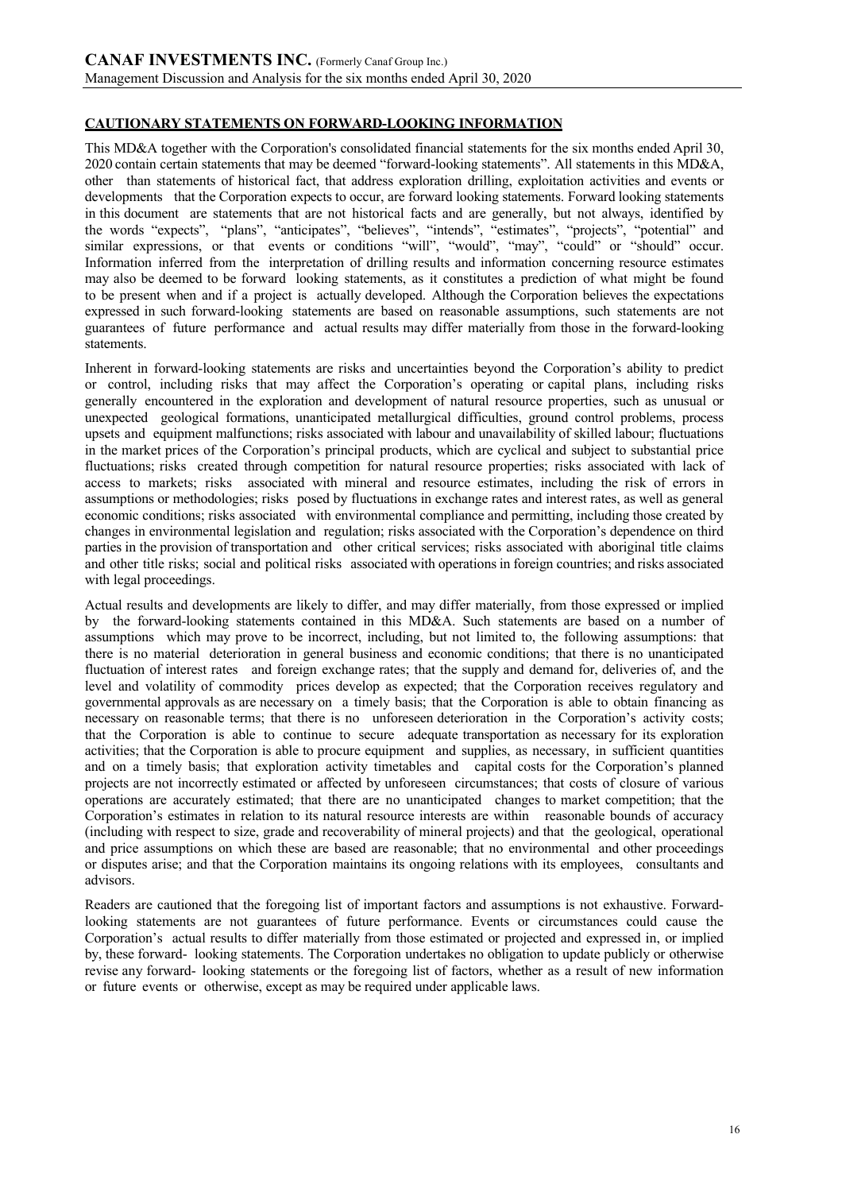## CAUTIONARY STATEMENTS ON FORWARD-LOOKING INFORMATION

This MD&A together with the Corporation's consolidated financial statements for the six months ended April 30, 2020 contain certain statements that may be deemed "forward-looking statements". All statements in this MD&A, other than statements of historical fact, that address exploration drilling, exploitation activities and events or developments that the Corporation expects to occur, are forward looking statements. Forward looking statements in this document are statements that are not historical facts and are generally, but not always, identified by the words "expects", "plans", "anticipates", "believes", "intends", "estimates", "projects", "potential" and similar expressions, or that events or conditions "will", "would", "may", "could" or "should" occur. Information inferred from the interpretation of drilling results and information concerning resource estimates may also be deemed to be forward looking statements, as it constitutes a prediction of what might be found to be present when and if a project is actually developed. Although the Corporation believes the expectations expressed in such forward-looking statements are based on reasonable assumptions, such statements are not guarantees of future performance and actual results may differ materially from those in the forward-looking statements.

Inherent in forward-looking statements are risks and uncertainties beyond the Corporation's ability to predict or control, including risks that may affect the Corporation's operating or capital plans, including risks generally encountered in the exploration and development of natural resource properties, such as unusual or unexpected geological formations, unanticipated metallurgical difficulties, ground control problems, process upsets and equipment malfunctions; risks associated with labour and unavailability of skilled labour; fluctuations in the market prices of the Corporation's principal products, which are cyclical and subject to substantial price fluctuations; risks created through competition for natural resource properties; risks associated with lack of access to markets; risks associated with mineral and resource estimates, including the risk of errors in assumptions or methodologies; risks posed by fluctuations in exchange rates and interest rates, as well as general economic conditions; risks associated with environmental compliance and permitting, including those created by changes in environmental legislation and regulation; risks associated with the Corporation's dependence on third parties in the provision of transportation and other critical services; risks associated with aboriginal title claims and other title risks; social and political risks associated with operations in foreign countries; and risks associated with legal proceedings.

Actual results and developments are likely to differ, and may differ materially, from those expressed or implied by the forward-looking statements contained in this MD&A. Such statements are based on a number of assumptions which may prove to be incorrect, including, but not limited to, the following assumptions: that there is no material deterioration in general business and economic conditions; that there is no unanticipated fluctuation of interest rates and foreign exchange rates; that the supply and demand for, deliveries of, and the level and volatility of commodity prices develop as expected; that the Corporation receives regulatory and governmental approvals as are necessary on a timely basis; that the Corporation is able to obtain financing as necessary on reasonable terms; that there is no unforeseen deterioration in the Corporation's activity costs; that the Corporation is able to continue to secure adequate transportation as necessary for its exploration activities; that the Corporation is able to procure equipment and supplies, as necessary, in sufficient quantities and on a timely basis; that exploration activity timetables and capital costs for the Corporation's planned projects are not incorrectly estimated or affected by unforeseen circumstances; that costs of closure of various operations are accurately estimated; that there are no unanticipated changes to market competition; that the Corporation's estimates in relation to its natural resource interests are within reasonable bounds of accuracy (including with respect to size, grade and recoverability of mineral projects) and that the geological, operational and price assumptions on which these are based are reasonable; that no environmental and other proceedings or disputes arise; and that the Corporation maintains its ongoing relations with its employees, consultants and advisors.

Readers are cautioned that the foregoing list of important factors and assumptions is not exhaustive. Forward-looking statements are not guarantees of future performance. Events or circumstances could cause the Corporation's actual results to differ materially from those estimated or projected and expressed in, or implied by, these forward- looking statements. The Corporation undertakes no obligation to update publicly or otherwise revise any forward- looking statements or the foregoing list of factors, whether as a result of new information or future events or otherwise, except as may be required under applicable laws.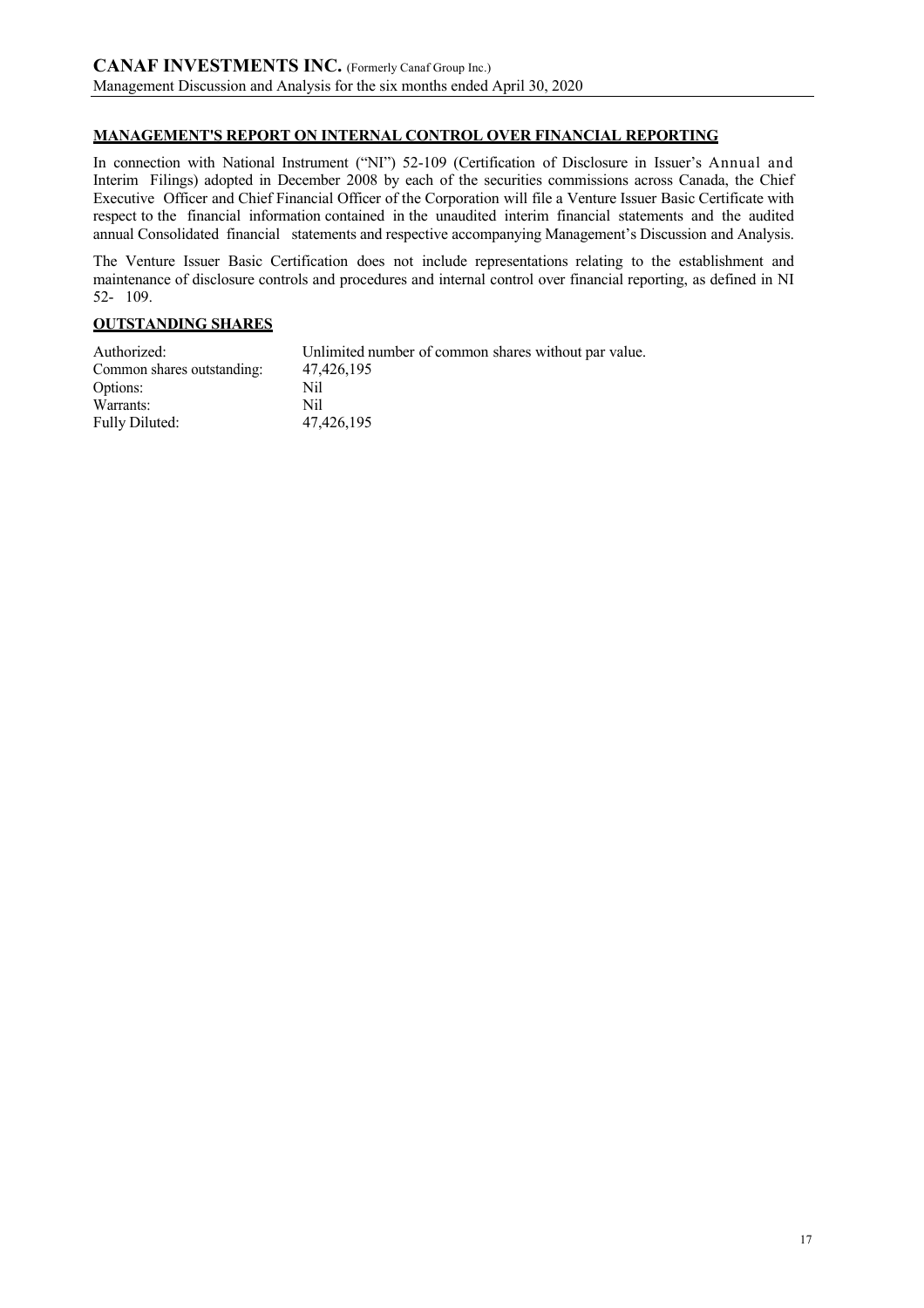## MANAGEMENT'S REPORT ON INTERNAL CONTROL OVER FINANCIAL REPORTING

In connection with National Instrument ("NI") 52-109 (Certification of Disclosure in Issuer's Annual and Interim Filings) adopted in December 2008 by each of the securities commissions across Canada, the Chief Executive Officer and Chief Financial Officer of the Corporation will file a Venture Issuer Basic Certificate with respect to the financial information contained in the unaudited interim financial statements and the audited annual Consolidated financial statements and respective accompanying Management's Discussion and Analysis.

The Venture Issuer Basic Certification does not include representations relating to the establishment and maintenance of disclosure controls and procedures and internal control over financial reporting, as defined in NI 52- 109.

## OUTSTANDING SHARES

| | |
|---|---|
| Authorized: | Unlimited number of common shares without par value. |
| Common shares outstanding: | 47,426,195 |
| Options: | Nil |
| Warrants: | Nil |
| Fully Diluted: | 47,426,195 |